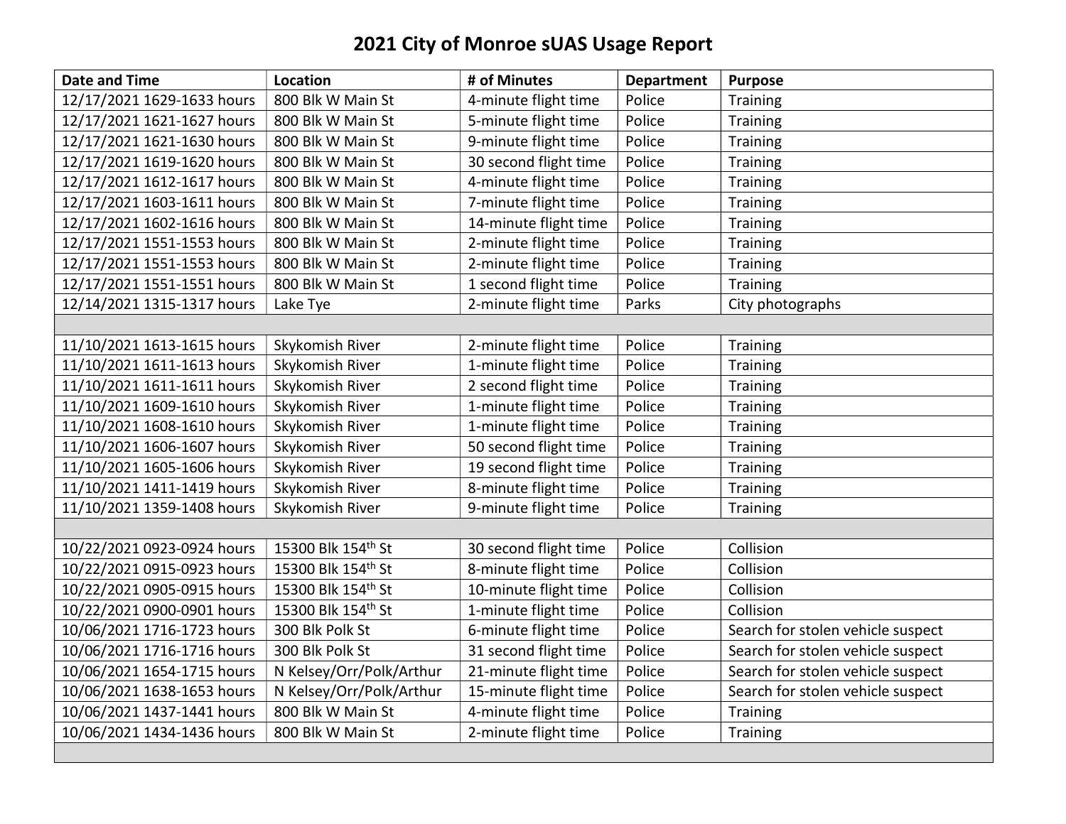# 2021 City of Monroe sUAS Usage Report

| Date and Time | Location | # of Minutes | Department | Purpose |
|---|---|---|---|---|
| 12/17/2021 1629-1633 hours | 800 Blk W Main St | 4-minute flight time | Police | Training |
| 12/17/2021 1621-1627 hours | 800 Blk W Main St | 5-minute flight time | Police | Training |
| 12/17/2021 1621-1630 hours | 800 Blk W Main St | 9-minute flight time | Police | Training |
| 12/17/2021 1619-1620 hours | 800 Blk W Main St | 30 second flight time | Police | Training |
| 12/17/2021 1612-1617 hours | 800 Blk W Main St | 4-minute flight time | Police | Training |
| 12/17/2021 1603-1611 hours | 800 Blk W Main St | 7-minute flight time | Police | Training |
| 12/17/2021 1602-1616 hours | 800 Blk W Main St | 14-minute flight time | Police | Training |
| 12/17/2021 1551-1553 hours | 800 Blk W Main St | 2-minute flight time | Police | Training |
| 12/17/2021 1551-1553 hours | 800 Blk W Main St | 2-minute flight time | Police | Training |
| 12/17/2021 1551-1551 hours | 800 Blk W Main St | 1 second flight time | Police | Training |
| 12/14/2021 1315-1317 hours | Lake Tye | 2-minute flight time | Parks | City photographs |
| | | | | |
| 11/10/2021 1613-1615 hours | Skykomish River | 2-minute flight time | Police | Training |
| 11/10/2021 1611-1613 hours | Skykomish River | 1-minute flight time | Police | Training |
| 11/10/2021 1611-1611 hours | Skykomish River | 2 second flight time | Police | Training |
| 11/10/2021 1609-1610 hours | Skykomish River | 1-minute flight time | Police | Training |
| 11/10/2021 1608-1610 hours | Skykomish River | 1-minute flight time | Police | Training |
| 11/10/2021 1606-1607 hours | Skykomish River | 50 second flight time | Police | Training |
| 11/10/2021 1605-1606 hours | Skykomish River | 19 second flight time | Police | Training |
| 11/10/2021 1411-1419 hours | Skykomish River | 8-minute flight time | Police | Training |
| 11/10/2021 1359-1408 hours | Skykomish River | 9-minute flight time | Police | Training |
| | | | | |
| 10/22/2021 0923-0924 hours | 15300 Blk 154th St | 30 second flight time | Police | Collision |
| 10/22/2021 0915-0923 hours | 15300 Blk 154th St | 8-minute flight time | Police | Collision |
| 10/22/2021 0905-0915 hours | 15300 Blk 154th St | 10-minute flight time | Police | Collision |
| 10/22/2021 0900-0901 hours | 15300 Blk 154th St | 1-minute flight time | Police | Collision |
| 10/06/2021 1716-1723 hours | 300 Blk Polk St | 6-minute flight time | Police | Search for stolen vehicle suspect |
| 10/06/2021 1716-1716 hours | 300 Blk Polk St | 31 second flight time | Police | Search for stolen vehicle suspect |
| 10/06/2021 1654-1715 hours | N Kelsey/Orr/Polk/Arthur | 21-minute flight time | Police | Search for stolen vehicle suspect |
| 10/06/2021 1638-1653 hours | N Kelsey/Orr/Polk/Arthur | 15-minute flight time | Police | Search for stolen vehicle suspect |
| 10/06/2021 1437-1441 hours | 800 Blk W Main St | 4-minute flight time | Police | Training |
| 10/06/2021 1434-1436 hours | 800 Blk W Main St | 2-minute flight time | Police | Training |
| | | | | |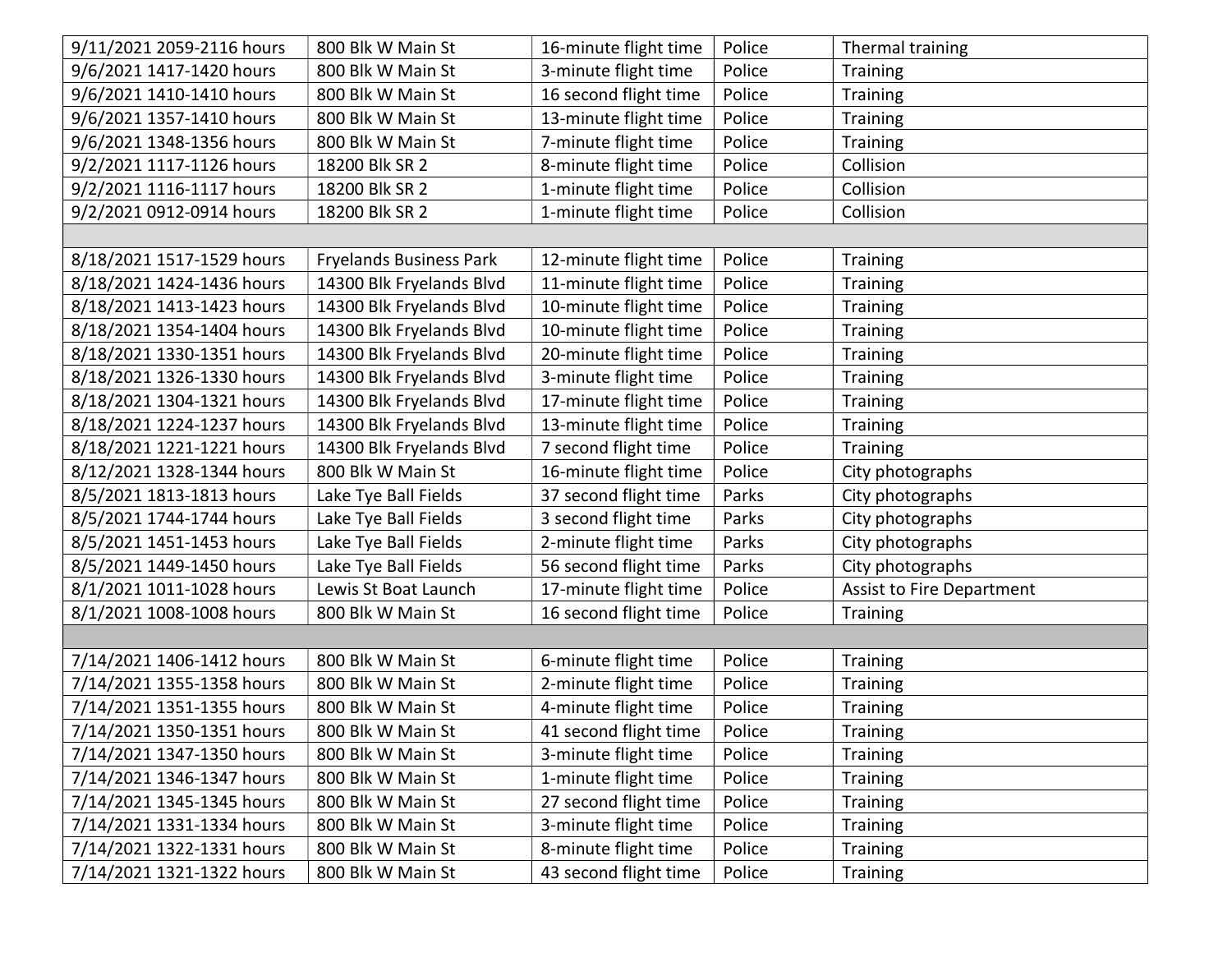| | | | | |
|---|---|---|---|---|
| 9/11/2021 2059-2116 hours | 800 Blk W Main St | 16-minute flight time | Police | Thermal training |
| 9/6/2021 1417-1420 hours | 800 Blk W Main St | 3-minute flight time | Police | Training |
| 9/6/2021 1410-1410 hours | 800 Blk W Main St | 16 second flight time | Police | Training |
| 9/6/2021 1357-1410 hours | 800 Blk W Main St | 13-minute flight time | Police | Training |
| 9/6/2021 1348-1356 hours | 800 Blk W Main St | 7-minute flight time | Police | Training |
| 9/2/2021 1117-1126 hours | 18200 Blk SR 2 | 8-minute flight time | Police | Collision |
| 9/2/2021 1116-1117 hours | 18200 Blk SR 2 | 1-minute flight time | Police | Collision |
| 9/2/2021 0912-0914 hours | 18200 Blk SR 2 | 1-minute flight time | Police | Collision |
| | | | | |
| 8/18/2021 1517-1529 hours | Fryelands Business Park | 12-minute flight time | Police | Training |
| 8/18/2021 1424-1436 hours | 14300 Blk Fryelands Blvd | 11-minute flight time | Police | Training |
| 8/18/2021 1413-1423 hours | 14300 Blk Fryelands Blvd | 10-minute flight time | Police | Training |
| 8/18/2021 1354-1404 hours | 14300 Blk Fryelands Blvd | 10-minute flight time | Police | Training |
| 8/18/2021 1330-1351 hours | 14300 Blk Fryelands Blvd | 20-minute flight time | Police | Training |
| 8/18/2021 1326-1330 hours | 14300 Blk Fryelands Blvd | 3-minute flight time | Police | Training |
| 8/18/2021 1304-1321 hours | 14300 Blk Fryelands Blvd | 17-minute flight time | Police | Training |
| 8/18/2021 1224-1237 hours | 14300 Blk Fryelands Blvd | 13-minute flight time | Police | Training |
| 8/18/2021 1221-1221 hours | 14300 Blk Fryelands Blvd | 7 second flight time | Police | Training |
| 8/12/2021 1328-1344 hours | 800 Blk W Main St | 16-minute flight time | Police | City photographs |
| 8/5/2021 1813-1813 hours | Lake Tye Ball Fields | 37 second flight time | Parks | City photographs |
| 8/5/2021 1744-1744 hours | Lake Tye Ball Fields | 3 second flight time | Parks | City photographs |
| 8/5/2021 1451-1453 hours | Lake Tye Ball Fields | 2-minute flight time | Parks | City photographs |
| 8/5/2021 1449-1450 hours | Lake Tye Ball Fields | 56 second flight time | Parks | City photographs |
| 8/1/2021 1011-1028 hours | Lewis St Boat Launch | 17-minute flight time | Police | Assist to Fire Department |
| 8/1/2021 1008-1008 hours | 800 Blk W Main St | 16 second flight time | Police | Training |
| | | | | |
| 7/14/2021 1406-1412 hours | 800 Blk W Main St | 6-minute flight time | Police | Training |
| 7/14/2021 1355-1358 hours | 800 Blk W Main St | 2-minute flight time | Police | Training |
| 7/14/2021 1351-1355 hours | 800 Blk W Main St | 4-minute flight time | Police | Training |
| 7/14/2021 1350-1351 hours | 800 Blk W Main St | 41 second flight time | Police | Training |
| 7/14/2021 1347-1350 hours | 800 Blk W Main St | 3-minute flight time | Police | Training |
| 7/14/2021 1346-1347 hours | 800 Blk W Main St | 1-minute flight time | Police | Training |
| 7/14/2021 1345-1345 hours | 800 Blk W Main St | 27 second flight time | Police | Training |
| 7/14/2021 1331-1334 hours | 800 Blk W Main St | 3-minute flight time | Police | Training |
| 7/14/2021 1322-1331 hours | 800 Blk W Main St | 8-minute flight time | Police | Training |
| 7/14/2021 1321-1322 hours | 800 Blk W Main St | 43 second flight time | Police | Training |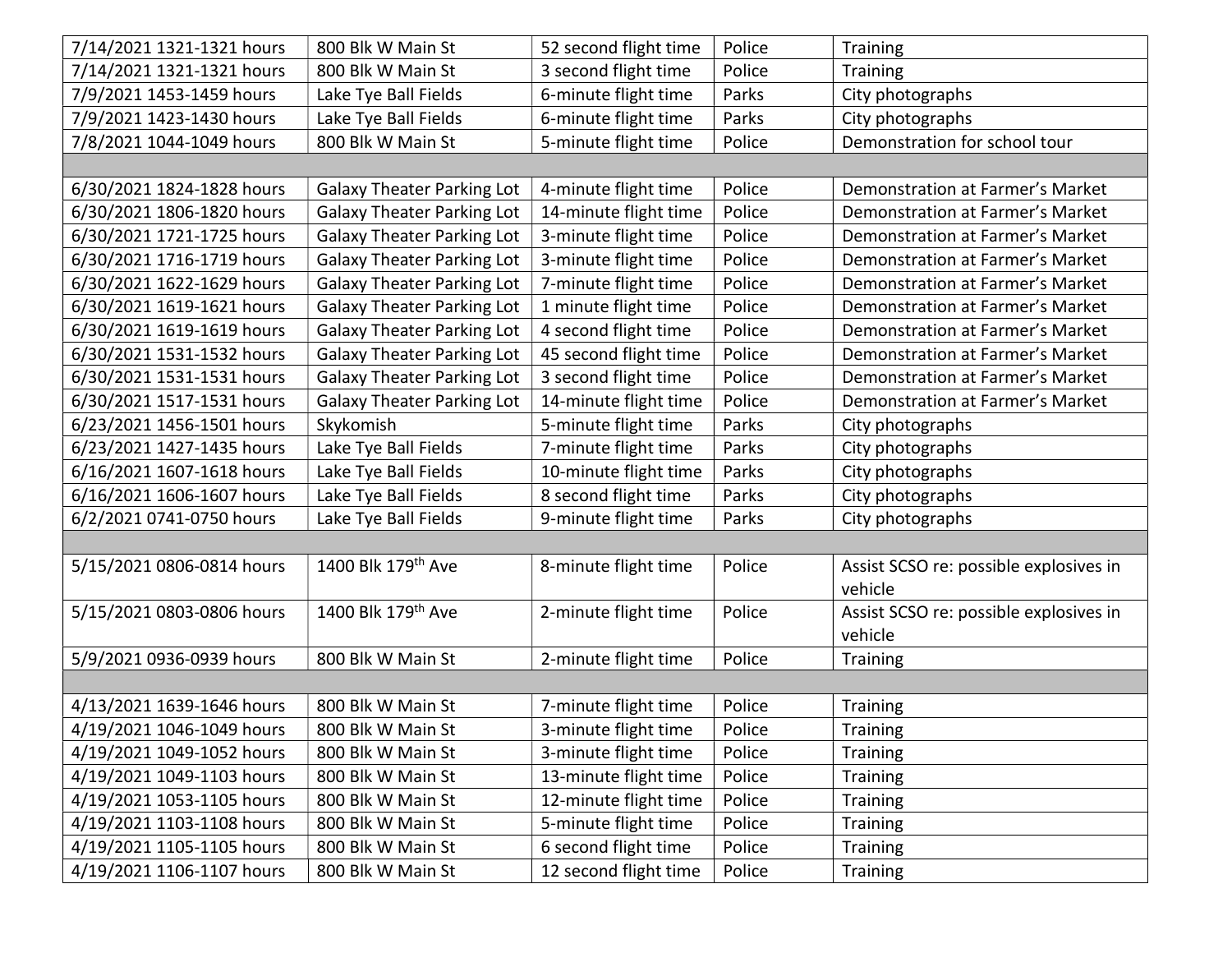| | | | | |
|---|---|---|---|---|
| 7/14/2021 1321-1321 hours | 800 Blk W Main St | 52 second flight time | Police | Training |
| 7/14/2021 1321-1321 hours | 800 Blk W Main St | 3 second flight time | Police | Training |
| 7/9/2021 1453-1459 hours | Lake Tye Ball Fields | 6-minute flight time | Parks | City photographs |
| 7/9/2021 1423-1430 hours | Lake Tye Ball Fields | 6-minute flight time | Parks | City photographs |
| 7/8/2021 1044-1049 hours | 800 Blk W Main St | 5-minute flight time | Police | Demonstration for school tour |
| | | | | |
| 6/30/2021 1824-1828 hours | Galaxy Theater Parking Lot | 4-minute flight time | Police | Demonstration at Farmer's Market |
| 6/30/2021 1806-1820 hours | Galaxy Theater Parking Lot | 14-minute flight time | Police | Demonstration at Farmer's Market |
| 6/30/2021 1721-1725 hours | Galaxy Theater Parking Lot | 3-minute flight time | Police | Demonstration at Farmer's Market |
| 6/30/2021 1716-1719 hours | Galaxy Theater Parking Lot | 3-minute flight time | Police | Demonstration at Farmer's Market |
| 6/30/2021 1622-1629 hours | Galaxy Theater Parking Lot | 7-minute flight time | Police | Demonstration at Farmer's Market |
| 6/30/2021 1619-1621 hours | Galaxy Theater Parking Lot | 1 minute flight time | Police | Demonstration at Farmer's Market |
| 6/30/2021 1619-1619 hours | Galaxy Theater Parking Lot | 4 second flight time | Police | Demonstration at Farmer's Market |
| 6/30/2021 1531-1532 hours | Galaxy Theater Parking Lot | 45 second flight time | Police | Demonstration at Farmer's Market |
| 6/30/2021 1531-1531 hours | Galaxy Theater Parking Lot | 3 second flight time | Police | Demonstration at Farmer's Market |
| 6/30/2021 1517-1531 hours | Galaxy Theater Parking Lot | 14-minute flight time | Police | Demonstration at Farmer's Market |
| 6/23/2021 1456-1501 hours | Skykomish | 5-minute flight time | Parks | City photographs |
| 6/23/2021 1427-1435 hours | Lake Tye Ball Fields | 7-minute flight time | Parks | City photographs |
| 6/16/2021 1607-1618 hours | Lake Tye Ball Fields | 10-minute flight time | Parks | City photographs |
| 6/16/2021 1606-1607 hours | Lake Tye Ball Fields | 8 second flight time | Parks | City photographs |
| 6/2/2021 0741-0750 hours | Lake Tye Ball Fields | 9-minute flight time | Parks | City photographs |
| | | | | |
| 5/15/2021 0806-0814 hours | 1400 Blk 179th Ave | 8-minute flight time | Police | Assist SCSO re: possible explosives in vehicle |
| 5/15/2021 0803-0806 hours | 1400 Blk 179th Ave | 2-minute flight time | Police | Assist SCSO re: possible explosives in vehicle |
| 5/9/2021 0936-0939 hours | 800 Blk W Main St | 2-minute flight time | Police | Training |
| | | | | |
| 4/13/2021 1639-1646 hours | 800 Blk W Main St | 7-minute flight time | Police | Training |
| 4/19/2021 1046-1049 hours | 800 Blk W Main St | 3-minute flight time | Police | Training |
| 4/19/2021 1049-1052 hours | 800 Blk W Main St | 3-minute flight time | Police | Training |
| 4/19/2021 1049-1103 hours | 800 Blk W Main St | 13-minute flight time | Police | Training |
| 4/19/2021 1053-1105 hours | 800 Blk W Main St | 12-minute flight time | Police | Training |
| 4/19/2021 1103-1108 hours | 800 Blk W Main St | 5-minute flight time | Police | Training |
| 4/19/2021 1105-1105 hours | 800 Blk W Main St | 6 second flight time | Police | Training |
| 4/19/2021 1106-1107 hours | 800 Blk W Main St | 12 second flight time | Police | Training |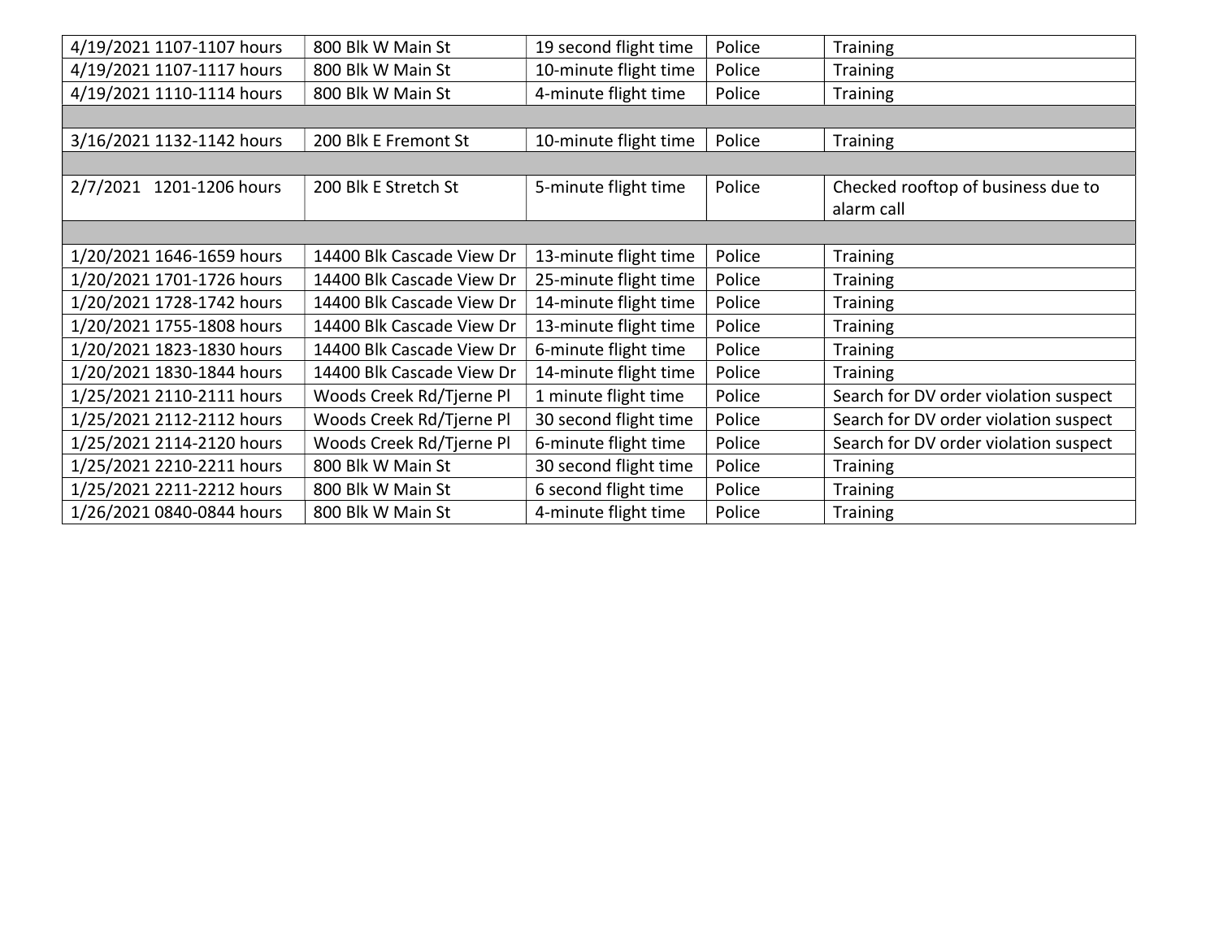| | | | | |
|---|---|---|---|---|
| 4/19/2021 1107-1107 hours | 800 Blk W Main St | 19 second flight time | Police | Training |
| 4/19/2021 1107-1117 hours | 800 Blk W Main St | 10-minute flight time | Police | Training |
| 4/19/2021 1110-1114 hours | 800 Blk W Main St | 4-minute flight time | Police | Training |
| | | | | |
| 3/16/2021 1132-1142 hours | 200 Blk E Fremont St | 10-minute flight time | Police | Training |
| | | | | |
| 2/7/2021 1201-1206 hours | 200 Blk E Stretch St | 5-minute flight time | Police | Checked rooftop of business due to alarm call |
| | | | | |
| 1/20/2021 1646-1659 hours | 14400 Blk Cascade View Dr | 13-minute flight time | Police | Training |
| 1/20/2021 1701-1726 hours | 14400 Blk Cascade View Dr | 25-minute flight time | Police | Training |
| 1/20/2021 1728-1742 hours | 14400 Blk Cascade View Dr | 14-minute flight time | Police | Training |
| 1/20/2021 1755-1808 hours | 14400 Blk Cascade View Dr | 13-minute flight time | Police | Training |
| 1/20/2021 1823-1830 hours | 14400 Blk Cascade View Dr | 6-minute flight time | Police | Training |
| 1/20/2021 1830-1844 hours | 14400 Blk Cascade View Dr | 14-minute flight time | Police | Training |
| 1/25/2021 2110-2111 hours | Woods Creek Rd/Tjerne Pl | 1 minute flight time | Police | Search for DV order violation suspect |
| 1/25/2021 2112-2112 hours | Woods Creek Rd/Tjerne Pl | 30 second flight time | Police | Search for DV order violation suspect |
| 1/25/2021 2114-2120 hours | Woods Creek Rd/Tjerne Pl | 6-minute flight time | Police | Search for DV order violation suspect |
| 1/25/2021 2210-2211 hours | 800 Blk W Main St | 30 second flight time | Police | Training |
| 1/25/2021 2211-2212 hours | 800 Blk W Main St | 6 second flight time | Police | Training |
| 1/26/2021 0840-0844 hours | 800 Blk W Main St | 4-minute flight time | Police | Training |